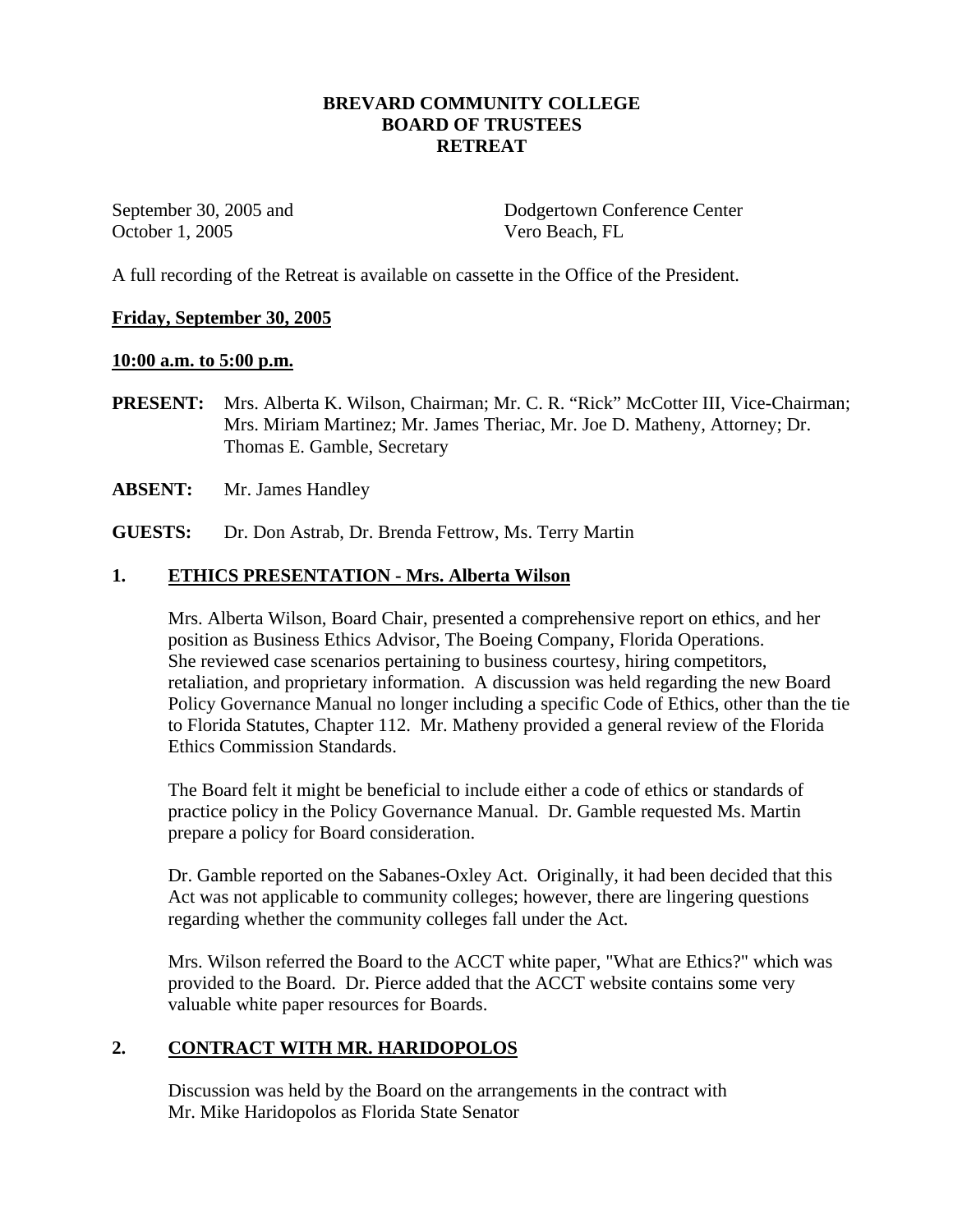# BREVARD COMMUNITY COLLEGE
# BOARD OF TRUSTEES
# RETREAT

September 30, 2005 and
October 1, 2005

Dodgertown Conference Center
Vero Beach, FL

A full recording of the Retreat is available on cassette in the Office of the President.

**Friday, September 30, 2005**

**10:00 a.m. to 5:00 p.m.**

**PRESENT:** Mrs. Alberta K. Wilson, Chairman; Mr. C. R. "Rick" McCotter III, Vice-Chairman; Mrs. Miriam Martinez; Mr. James Theriac, Mr. Joe D. Matheny, Attorney; Dr. Thomas E. Gamble, Secretary

**ABSENT:** Mr. James Handley

**GUESTS:** Dr. Don Astrab, Dr. Brenda Fettrow, Ms. Terry Martin

## 1. ETHICS PRESENTATION - Mrs. Alberta Wilson

Mrs. Alberta Wilson, Board Chair, presented a comprehensive report on ethics, and her position as Business Ethics Advisor, The Boeing Company, Florida Operations. She reviewed case scenarios pertaining to business courtesy, hiring competitors, retaliation, and proprietary information. A discussion was held regarding the new Board Policy Governance Manual no longer including a specific Code of Ethics, other than the tie to Florida Statutes, Chapter 112. Mr. Matheny provided a general review of the Florida Ethics Commission Standards.

The Board felt it might be beneficial to include either a code of ethics or standards of practice policy in the Policy Governance Manual. Dr. Gamble requested Ms. Martin prepare a policy for Board consideration.

Dr. Gamble reported on the Sabanes-Oxley Act. Originally, it had been decided that this Act was not applicable to community colleges; however, there are lingering questions regarding whether the community colleges fall under the Act.

Mrs. Wilson referred the Board to the ACCT white paper, "What are Ethics?" which was provided to the Board. Dr. Pierce added that the ACCT website contains some very valuable white paper resources for Boards.

## 2. CONTRACT WITH MR. HARIDOPOLOS

Discussion was held by the Board on the arrangements in the contract with Mr. Mike Haridopolos as Florida State Senator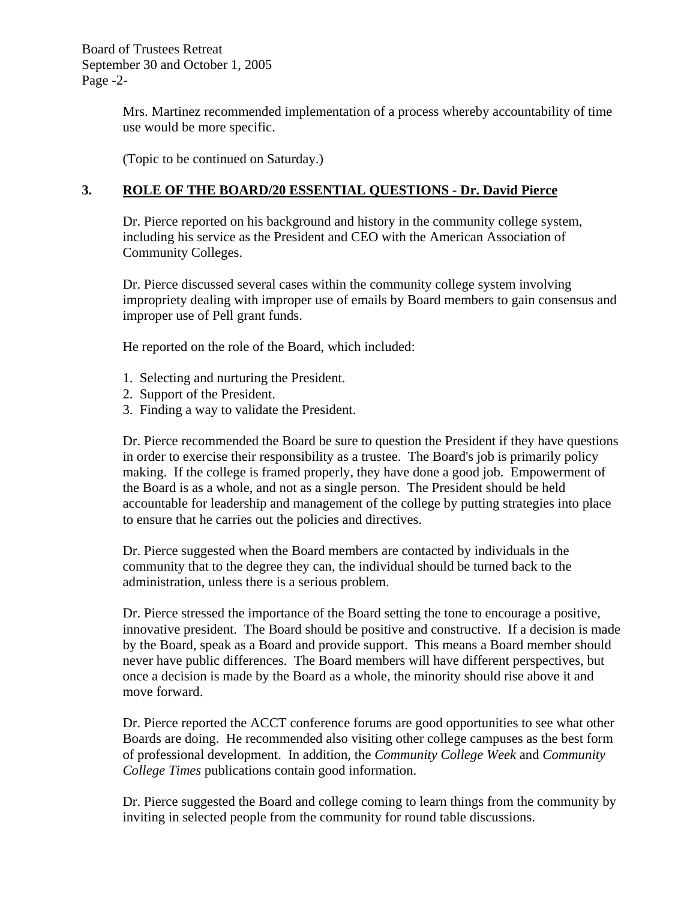Mrs. Martinez recommended implementation of a process whereby accountability of time use would be more specific.

(Topic to be continued on Saturday.)

**3. <u>ROLE OF THE BOARD/20 ESSENTIAL QUESTIONS - Dr. David Pierce</u>**

Dr. Pierce reported on his background and history in the community college system, including his service as the President and CEO with the American Association of Community Colleges.

Dr. Pierce discussed several cases within the community college system involving impropriety dealing with improper use of emails by Board members to gain consensus and improper use of Pell grant funds.

He reported on the role of the Board, which included:

1. Selecting and nurturing the President.
2. Support of the President.
3. Finding a way to validate the President.

Dr. Pierce recommended the Board be sure to question the President if they have questions in order to exercise their responsibility as a trustee. The Board's job is primarily policy making. If the college is framed properly, they have done a good job. Empowerment of the Board is as a whole, and not as a single person. The President should be held accountable for leadership and management of the college by putting strategies into place to ensure that he carries out the policies and directives.

Dr. Pierce suggested when the Board members are contacted by individuals in the community that to the degree they can, the individual should be turned back to the administration, unless there is a serious problem.

Dr. Pierce stressed the importance of the Board setting the tone to encourage a positive, innovative president. The Board should be positive and constructive. If a decision is made by the Board, speak as a Board and provide support. This means a Board member should never have public differences. The Board members will have different perspectives, but once a decision is made by the Board as a whole, the minority should rise above it and move forward.

Dr. Pierce reported the ACCT conference forums are good opportunities to see what other Boards are doing. He recommended also visiting other college campuses as the best form of professional development. In addition, the *Community College Week* and *Community College Times* publications contain good information.

Dr. Pierce suggested the Board and college coming to learn things from the community by inviting in selected people from the community for round table discussions.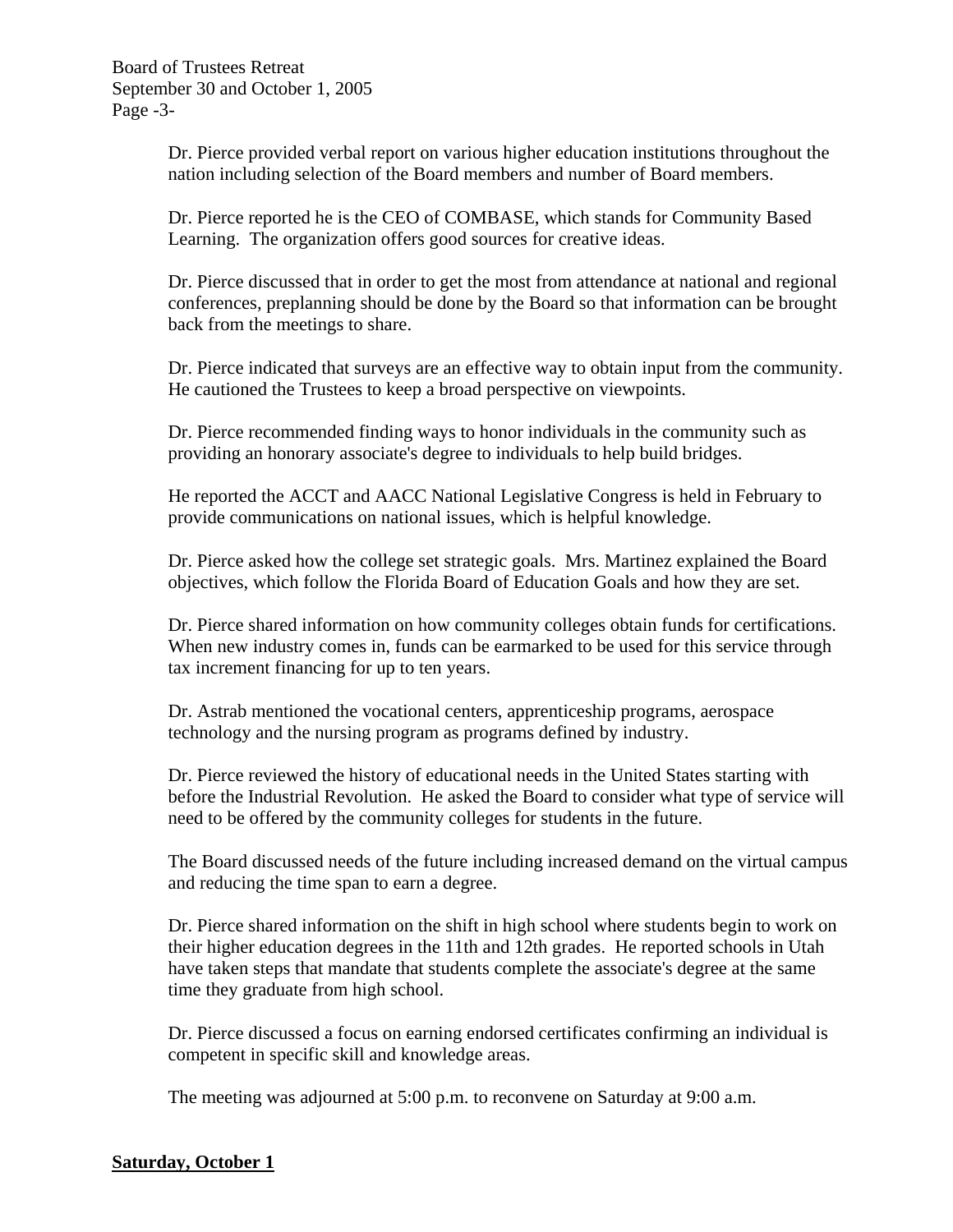Dr. Pierce provided verbal report on various higher education institutions throughout the nation including selection of the Board members and number of Board members.

Dr. Pierce reported he is the CEO of COMBASE, which stands for Community Based Learning. The organization offers good sources for creative ideas.

Dr. Pierce discussed that in order to get the most from attendance at national and regional conferences, preplanning should be done by the Board so that information can be brought back from the meetings to share.

Dr. Pierce indicated that surveys are an effective way to obtain input from the community. He cautioned the Trustees to keep a broad perspective on viewpoints.

Dr. Pierce recommended finding ways to honor individuals in the community such as providing an honorary associate's degree to individuals to help build bridges.

He reported the ACCT and AACC National Legislative Congress is held in February to provide communications on national issues, which is helpful knowledge.

Dr. Pierce asked how the college set strategic goals. Mrs. Martinez explained the Board objectives, which follow the Florida Board of Education Goals and how they are set.

Dr. Pierce shared information on how community colleges obtain funds for certifications. When new industry comes in, funds can be earmarked to be used for this service through tax increment financing for up to ten years.

Dr. Astrab mentioned the vocational centers, apprenticeship programs, aerospace technology and the nursing program as programs defined by industry.

Dr. Pierce reviewed the history of educational needs in the United States starting with before the Industrial Revolution. He asked the Board to consider what type of service will need to be offered by the community colleges for students in the future.

The Board discussed needs of the future including increased demand on the virtual campus and reducing the time span to earn a degree.

Dr. Pierce shared information on the shift in high school where students begin to work on their higher education degrees in the 11th and 12th grades. He reported schools in Utah have taken steps that mandate that students complete the associate's degree at the same time they graduate from high school.

Dr. Pierce discussed a focus on earning endorsed certificates confirming an individual is competent in specific skill and knowledge areas.

The meeting was adjourned at 5:00 p.m. to reconvene on Saturday at 9:00 a.m.

## Saturday, October 1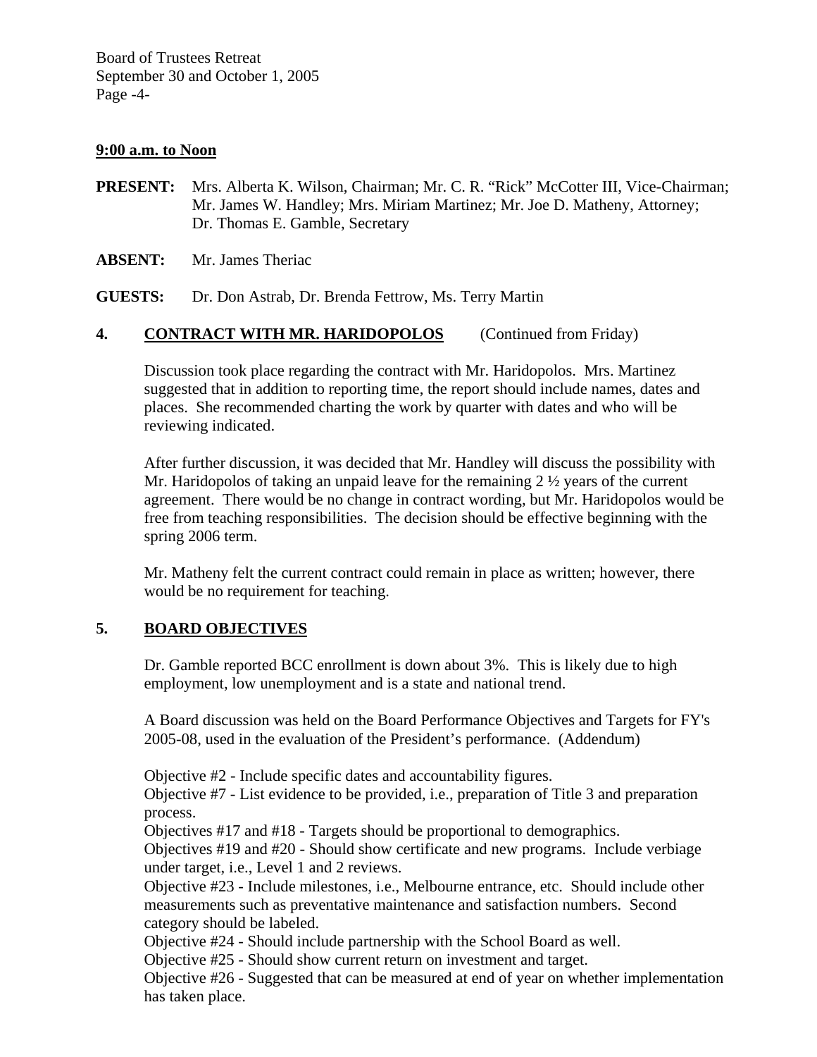**9:00 a.m. to Noon**

**PRESENT:** Mrs. Alberta K. Wilson, Chairman; Mr. C. R. "Rick" McCotter III, Vice-Chairman; Mr. James W. Handley; Mrs. Miriam Martinez; Mr. Joe D. Matheny, Attorney; Dr. Thomas E. Gamble, Secretary

**ABSENT:** Mr. James Theriac

**GUESTS:** Dr. Don Astrab, Dr. Brenda Fettrow, Ms. Terry Martin

**4. CONTRACT WITH MR. HARIDOPOLOS** (Continued from Friday)

Discussion took place regarding the contract with Mr. Haridopolos. Mrs. Martinez suggested that in addition to reporting time, the report should include names, dates and places. She recommended charting the work by quarter with dates and who will be reviewing indicated.

After further discussion, it was decided that Mr. Handley will discuss the possibility with Mr. Haridopolos of taking an unpaid leave for the remaining 2 ½ years of the current agreement. There would be no change in contract wording, but Mr. Haridopolos would be free from teaching responsibilities. The decision should be effective beginning with the spring 2006 term.

Mr. Matheny felt the current contract could remain in place as written; however, there would be no requirement for teaching.

**5. BOARD OBJECTIVES**

Dr. Gamble reported BCC enrollment is down about 3%. This is likely due to high employment, low unemployment and is a state and national trend.

A Board discussion was held on the Board Performance Objectives and Targets for FY's 2005-08, used in the evaluation of the President's performance. (Addendum)

Objective #2 - Include specific dates and accountability figures.
Objective #7 - List evidence to be provided, i.e., preparation of Title 3 and preparation process.
Objectives #17 and #18 - Targets should be proportional to demographics.
Objectives #19 and #20 - Should show certificate and new programs. Include verbiage under target, i.e., Level 1 and 2 reviews.
Objective #23 - Include milestones, i.e., Melbourne entrance, etc. Should include other measurements such as preventative maintenance and satisfaction numbers. Second category should be labeled.
Objective #24 - Should include partnership with the School Board as well.
Objective #25 - Should show current return on investment and target.
Objective #26 - Suggested that can be measured at end of year on whether implementation has taken place.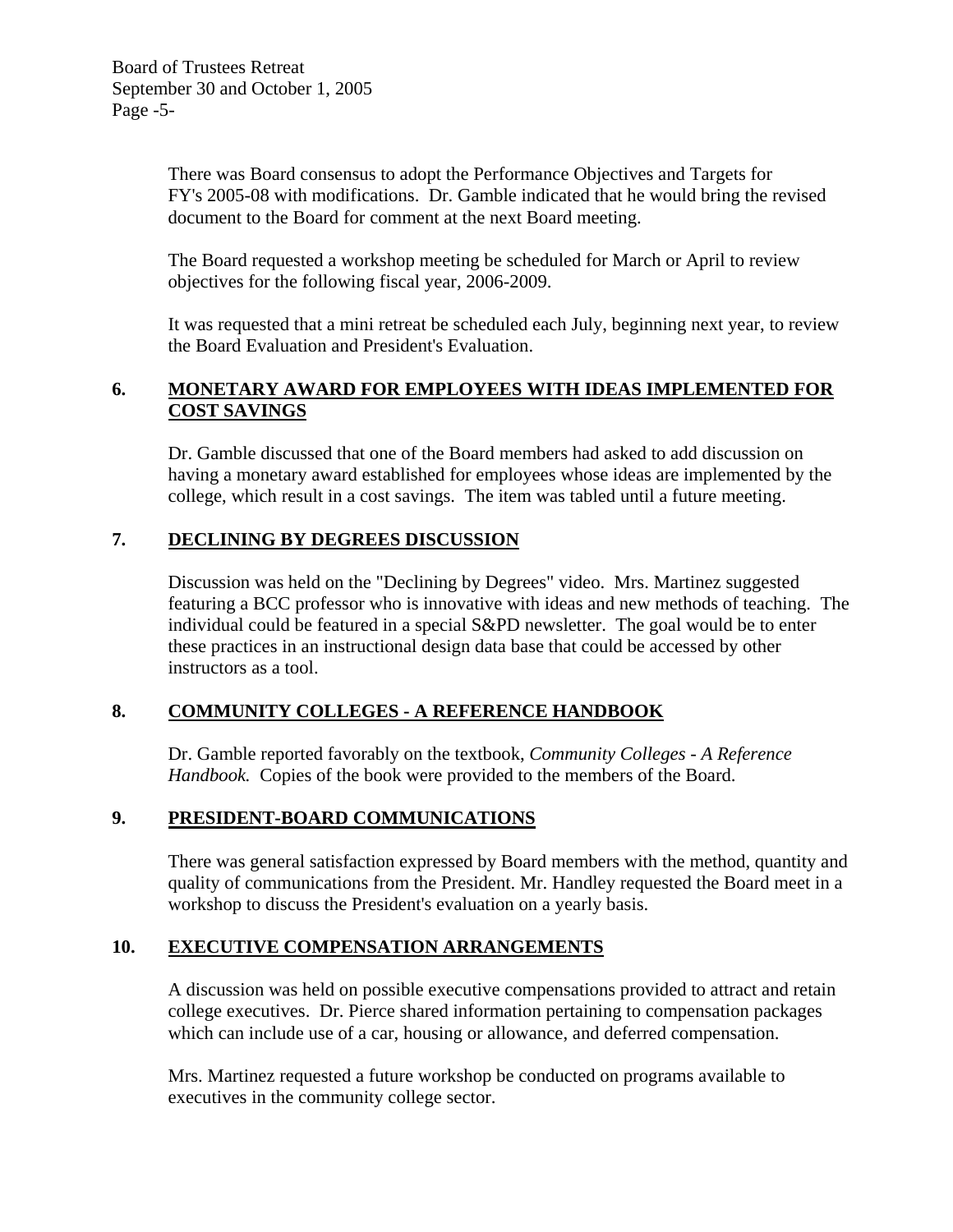There was Board consensus to adopt the Performance Objectives and Targets for FY's 2005-08 with modifications. Dr. Gamble indicated that he would bring the revised document to the Board for comment at the next Board meeting.

The Board requested a workshop meeting be scheduled for March or April to review objectives for the following fiscal year, 2006-2009.

It was requested that a mini retreat be scheduled each July, beginning next year, to review the Board Evaluation and President's Evaluation.

## 6. MONETARY AWARD FOR EMPLOYEES WITH IDEAS IMPLEMENTED FOR COST SAVINGS

Dr. Gamble discussed that one of the Board members had asked to add discussion on having a monetary award established for employees whose ideas are implemented by the college, which result in a cost savings. The item was tabled until a future meeting.

## 7. DECLINING BY DEGREES DISCUSSION

Discussion was held on the "Declining by Degrees" video. Mrs. Martinez suggested featuring a BCC professor who is innovative with ideas and new methods of teaching. The individual could be featured in a special S&PD newsletter. The goal would be to enter these practices in an instructional design data base that could be accessed by other instructors as a tool.

## 8. COMMUNITY COLLEGES - A REFERENCE HANDBOOK

Dr. Gamble reported favorably on the textbook, *Community Colleges - A Reference Handbook.* Copies of the book were provided to the members of the Board.

## 9. PRESIDENT-BOARD COMMUNICATIONS

There was general satisfaction expressed by Board members with the method, quantity and quality of communications from the President. Mr. Handley requested the Board meet in a workshop to discuss the President's evaluation on a yearly basis.

## 10. EXECUTIVE COMPENSATION ARRANGEMENTS

A discussion was held on possible executive compensations provided to attract and retain college executives. Dr. Pierce shared information pertaining to compensation packages which can include use of a car, housing or allowance, and deferred compensation.

Mrs. Martinez requested a future workshop be conducted on programs available to executives in the community college sector.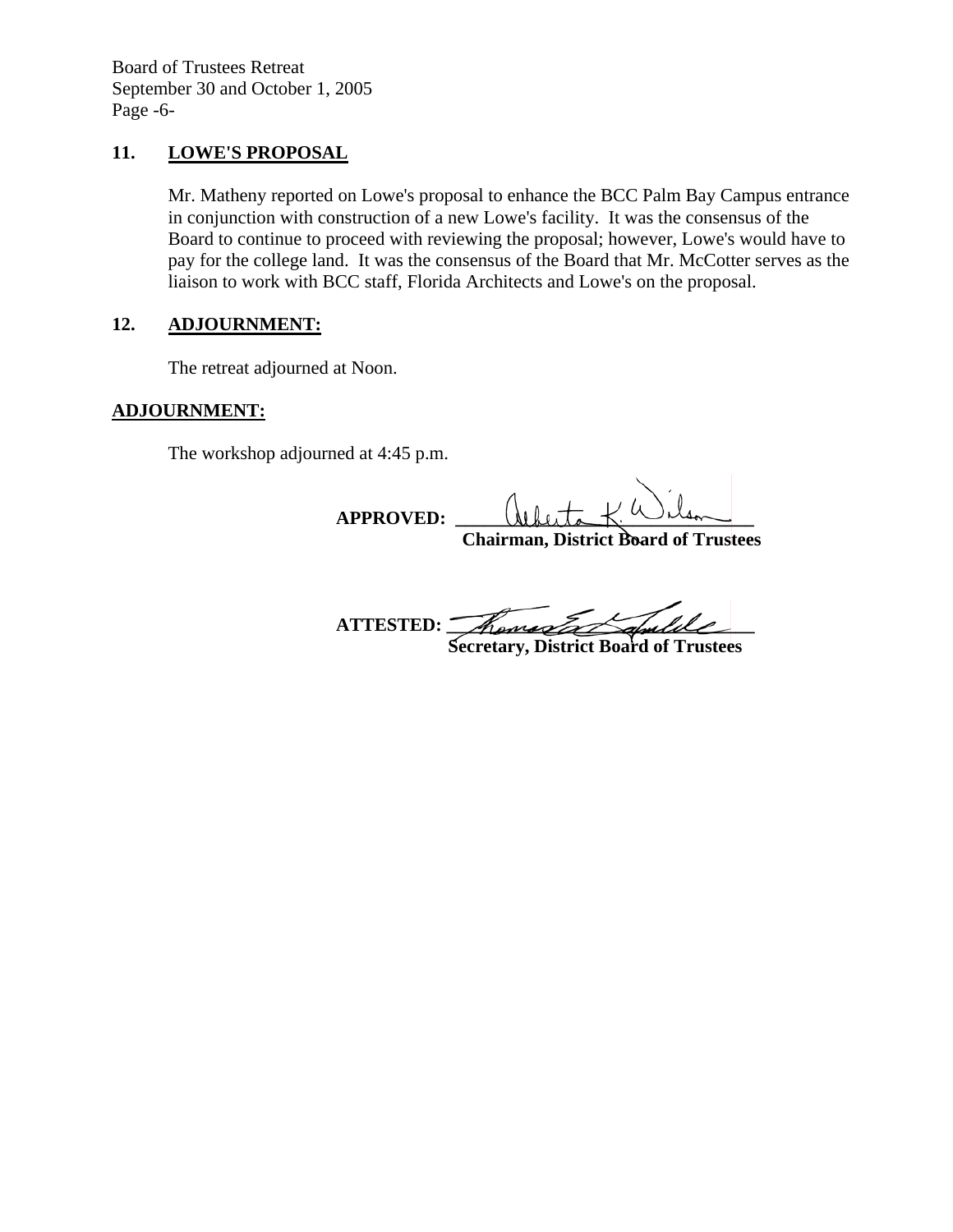## 11. LOWE'S PROPOSAL

Mr. Matheny reported on Lowe's proposal to enhance the BCC Palm Bay Campus entrance in conjunction with construction of a new Lowe's facility. It was the consensus of the Board to continue to proceed with reviewing the proposal; however, Lowe's would have to pay for the college land. It was the consensus of the Board that Mr. McCotter serves as the liaison to work with BCC staff, Florida Architects and Lowe's on the proposal.

## 12. ADJOURNMENT:

The retreat adjourned at Noon.

## ADJOURNMENT:

The workshop adjourned at 4:45 p.m.

**APPROVED:** Alberta K. Wilson
**Chairman, District Board of Trustees**

**ATTESTED:** Thomas E. Lowdell
**Secretary, District Board of Trustees**